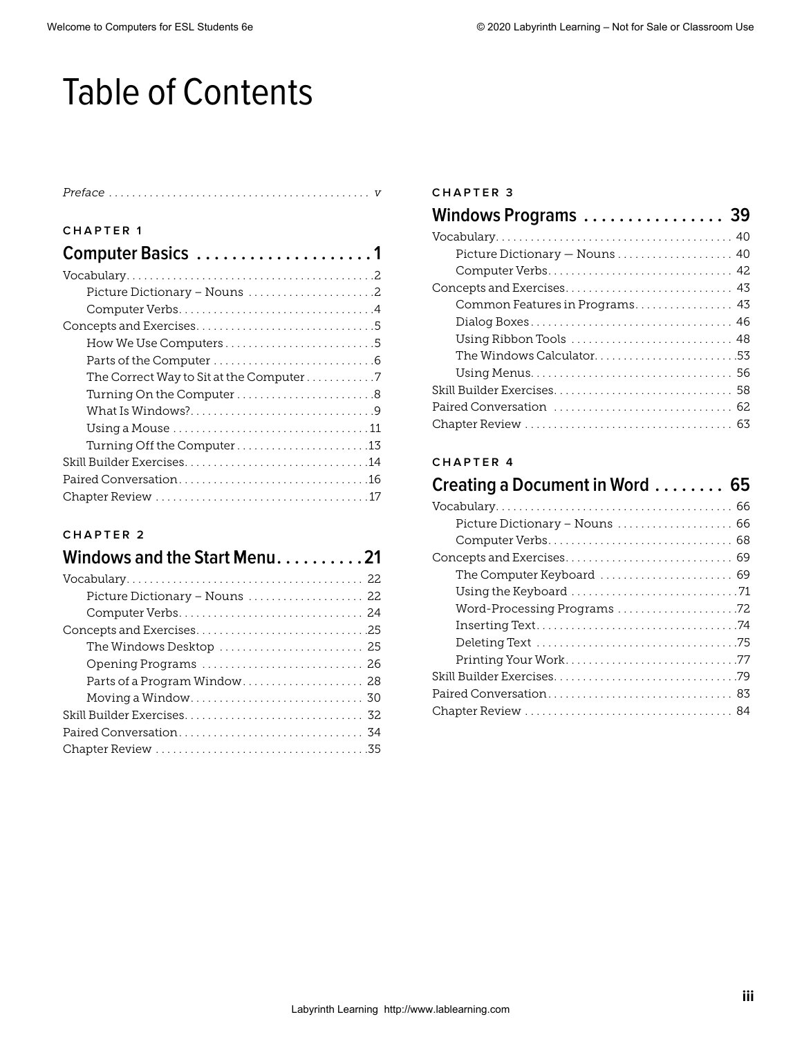# Table of Contents

*Preface* ..... v

CHAPTER 1

## Computer Basics ..... 1

- Vocabulary ..... 2
  - Picture Dictionary – Nouns ..... 2
  - Computer Verbs ..... 4
- Concepts and Exercises ..... 5
  - How We Use Computers ..... 5
  - Parts of the Computer ..... 6
  - The Correct Way to Sit at the Computer ..... 7
  - Turning On the Computer ..... 8
  - What Is Windows? ..... 9
  - Using a Mouse ..... 11
  - Turning Off the Computer ..... 13
- Skill Builder Exercises ..... 14
- Paired Conversation ..... 16
- Chapter Review ..... 17

CHAPTER 2

## Windows and the Start Menu ..... 21

- Vocabulary ..... 22
  - Picture Dictionary – Nouns ..... 22
  - Computer Verbs ..... 24
- Concepts and Exercises ..... 25
  - The Windows Desktop ..... 25
  - Opening Programs ..... 26
  - Parts of a Program Window ..... 28
  - Moving a Window ..... 30
- Skill Builder Exercises ..... 32
- Paired Conversation ..... 34
- Chapter Review ..... 35

CHAPTER 3

## Windows Programs ..... 39

- Vocabulary ..... 40
  - Picture Dictionary — Nouns ..... 40
  - Computer Verbs ..... 42
- Concepts and Exercises ..... 43
  - Common Features in Programs ..... 43
  - Dialog Boxes ..... 46
  - Using Ribbon Tools ..... 48
  - The Windows Calculator ..... 53
  - Using Menus ..... 56
- Skill Builder Exercises ..... 58
- Paired Conversation ..... 62
- Chapter Review ..... 63

CHAPTER 4

## Creating a Document in Word ..... 65

- Vocabulary ..... 66
  - Picture Dictionary – Nouns ..... 66
  - Computer Verbs ..... 68
- Concepts and Exercises ..... 69
  - The Computer Keyboard ..... 69
  - Using the Keyboard ..... 71
  - Word-Processing Programs ..... 72
  - Inserting Text ..... 74
  - Deleting Text ..... 75
  - Printing Your Work ..... 77
- Skill Builder Exercises ..... 79
- Paired Conversation ..... 83
- Chapter Review ..... 84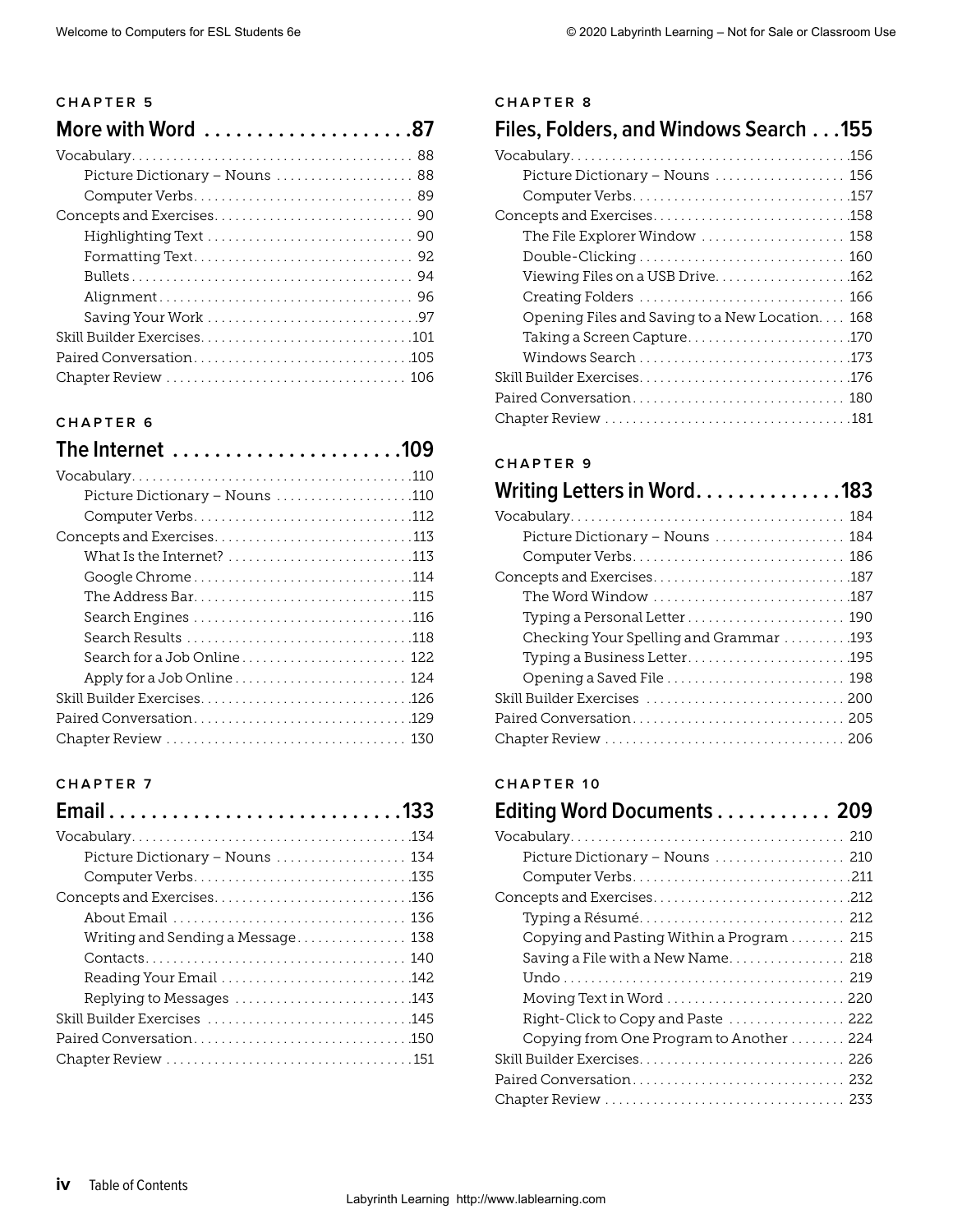CHAPTER 5

## More with Word . . . . . . . . . . . . . . . . . . . .87

Vocabulary. . . . . . . . . . . . . . . . . . . . . . . . . . . . . . . . . . . . . . . . 88
- Picture Dictionary – Nouns . . . . . . . . . . . . . . . . . . . 88
- Computer Verbs. . . . . . . . . . . . . . . . . . . . . . . . . . . . . . 89

Concepts and Exercises. . . . . . . . . . . . . . . . . . . . . . . . . . . . 90
- Highlighting Text . . . . . . . . . . . . . . . . . . . . . . . . . . . . . 90
- Formatting Text. . . . . . . . . . . . . . . . . . . . . . . . . . . . . . 92
- Bullets . . . . . . . . . . . . . . . . . . . . . . . . . . . . . . . . . . . . . . . 94
- Alignment . . . . . . . . . . . . . . . . . . . . . . . . . . . . . . . . . . . 96
- Saving Your Work . . . . . . . . . . . . . . . . . . . . . . . . . . . . .97

Skill Builder Exercises. . . . . . . . . . . . . . . . . . . . . . . . . . . . . .101

Paired Conversation. . . . . . . . . . . . . . . . . . . . . . . . . . . . . . .105

Chapter Review . . . . . . . . . . . . . . . . . . . . . . . . . . . . . . . . . 106

CHAPTER 6

## The Internet . . . . . . . . . . . . . . . . . . . . . .109

Vocabulary. . . . . . . . . . . . . . . . . . . . . . . . . . . . . . . . . . . . . . .110
- Picture Dictionary – Nouns . . . . . . . . . . . . . . . . . . .110
- Computer Verbs. . . . . . . . . . . . . . . . . . . . . . . . . . . . . .112

Concepts and Exercises. . . . . . . . . . . . . . . . . . . . . . . . . . . .113
- What Is the Internet? . . . . . . . . . . . . . . . . . . . . . . . . .113
- Google Chrome . . . . . . . . . . . . . . . . . . . . . . . . . . . . . .114
- The Address Bar. . . . . . . . . . . . . . . . . . . . . . . . . . . . . .115
- Search Engines . . . . . . . . . . . . . . . . . . . . . . . . . . . . . .116
- Search Results . . . . . . . . . . . . . . . . . . . . . . . . . . . . . . .118
- Search for a Job Online . . . . . . . . . . . . . . . . . . . . . . . 122
- Apply for a Job Online . . . . . . . . . . . . . . . . . . . . . . . . 124

Skill Builder Exercises. . . . . . . . . . . . . . . . . . . . . . . . . . . . . .126

Paired Conversation. . . . . . . . . . . . . . . . . . . . . . . . . . . . . . .129

Chapter Review . . . . . . . . . . . . . . . . . . . . . . . . . . . . . . . . . 130

CHAPTER 7

## Email . . . . . . . . . . . . . . . . . . . . . . . . . . . .133

Vocabulary. . . . . . . . . . . . . . . . . . . . . . . . . . . . . . . . . . . . . . .134
- Picture Dictionary – Nouns . . . . . . . . . . . . . . . . . . 134
- Computer Verbs. . . . . . . . . . . . . . . . . . . . . . . . . . . . . .135

Concepts and Exercises. . . . . . . . . . . . . . . . . . . . . . . . . . . .136
- About Email . . . . . . . . . . . . . . . . . . . . . . . . . . . . . . . . 136
- Writing and Sending a Message. . . . . . . . . . . . . . . . 138
- Contacts. . . . . . . . . . . . . . . . . . . . . . . . . . . . . . . . . . . . 140
- Reading Your Email . . . . . . . . . . . . . . . . . . . . . . . . . . .142
- Replying to Messages . . . . . . . . . . . . . . . . . . . . . . . . .143

Skill Builder Exercises . . . . . . . . . . . . . . . . . . . . . . . . . . . . .145

Paired Conversation. . . . . . . . . . . . . . . . . . . . . . . . . . . . . . .150

Chapter Review . . . . . . . . . . . . . . . . . . . . . . . . . . . . . . . . . .151

CHAPTER 8

## Files, Folders, and Windows Search . . .155

Vocabulary. . . . . . . . . . . . . . . . . . . . . . . . . . . . . . . . . . . . . . .156
- Picture Dictionary – Nouns . . . . . . . . . . . . . . . . . . 156
- Computer Verbs. . . . . . . . . . . . . . . . . . . . . . . . . . . . . .157

Concepts and Exercises. . . . . . . . . . . . . . . . . . . . . . . . . . . .158
- The File Explorer Window . . . . . . . . . . . . . . . . . . . . 158
- Double-Clicking . . . . . . . . . . . . . . . . . . . . . . . . . . . . 160
- Viewing Files on a USB Drive. . . . . . . . . . . . . . . . . . .162
- Creating Folders . . . . . . . . . . . . . . . . . . . . . . . . . . . . 166
- Opening Files and Saving to a New Location. . . . 168
- Taking a Screen Capture. . . . . . . . . . . . . . . . . . . . . . .170
- Windows Search . . . . . . . . . . . . . . . . . . . . . . . . . . . . .173

Skill Builder Exercises. . . . . . . . . . . . . . . . . . . . . . . . . . . . . .176

Paired Conversation. . . . . . . . . . . . . . . . . . . . . . . . . . . . . . 180

Chapter Review . . . . . . . . . . . . . . . . . . . . . . . . . . . . . . . . . .181

CHAPTER 9

## Writing Letters in Word. . . . . . . . . . . . . .183

Vocabulary. . . . . . . . . . . . . . . . . . . . . . . . . . . . . . . . . . . . . . 184
- Picture Dictionary – Nouns . . . . . . . . . . . . . . . . . . 184
- Computer Verbs. . . . . . . . . . . . . . . . . . . . . . . . . . . . . 186

Concepts and Exercises. . . . . . . . . . . . . . . . . . . . . . . . . . . .187
- The Word Window . . . . . . . . . . . . . . . . . . . . . . . . . . .187
- Typing a Personal Letter . . . . . . . . . . . . . . . . . . . . . . 190
- Checking Your Spelling and Grammar . . . . . . . . . .193
- Typing a Business Letter. . . . . . . . . . . . . . . . . . . . . . .195
- Opening a Saved File . . . . . . . . . . . . . . . . . . . . . . . . . 198

Skill Builder Exercises . . . . . . . . . . . . . . . . . . . . . . . . . . . . 200

Paired Conversation. . . . . . . . . . . . . . . . . . . . . . . . . . . . . . 205

Chapter Review . . . . . . . . . . . . . . . . . . . . . . . . . . . . . . . . . 206

CHAPTER 10

## Editing Word Documents . . . . . . . . . . . 209

Vocabulary. . . . . . . . . . . . . . . . . . . . . . . . . . . . . . . . . . . . . . 210
- Picture Dictionary – Nouns . . . . . . . . . . . . . . . . . . 210
- Computer Verbs. . . . . . . . . . . . . . . . . . . . . . . . . . . . . .211

Concepts and Exercises. . . . . . . . . . . . . . . . . . . . . . . . . . . .212
- Typing a Résumé. . . . . . . . . . . . . . . . . . . . . . . . . . . . 212
- Copying and Pasting Within a Program . . . . . . . . 215
- Saving a File with a New Name. . . . . . . . . . . . . . . . 218
- Undo . . . . . . . . . . . . . . . . . . . . . . . . . . . . . . . . . . . . . . . 219
- Moving Text in Word . . . . . . . . . . . . . . . . . . . . . . . . . 220
- Right-Click to Copy and Paste . . . . . . . . . . . . . . . . 222
- Copying from One Program to Another . . . . . . . . 224

Skill Builder Exercises. . . . . . . . . . . . . . . . . . . . . . . . . . . . . 226

Paired Conversation. . . . . . . . . . . . . . . . . . . . . . . . . . . . . . 232

Chapter Review . . . . . . . . . . . . . . . . . . . . . . . . . . . . . . . . . 233